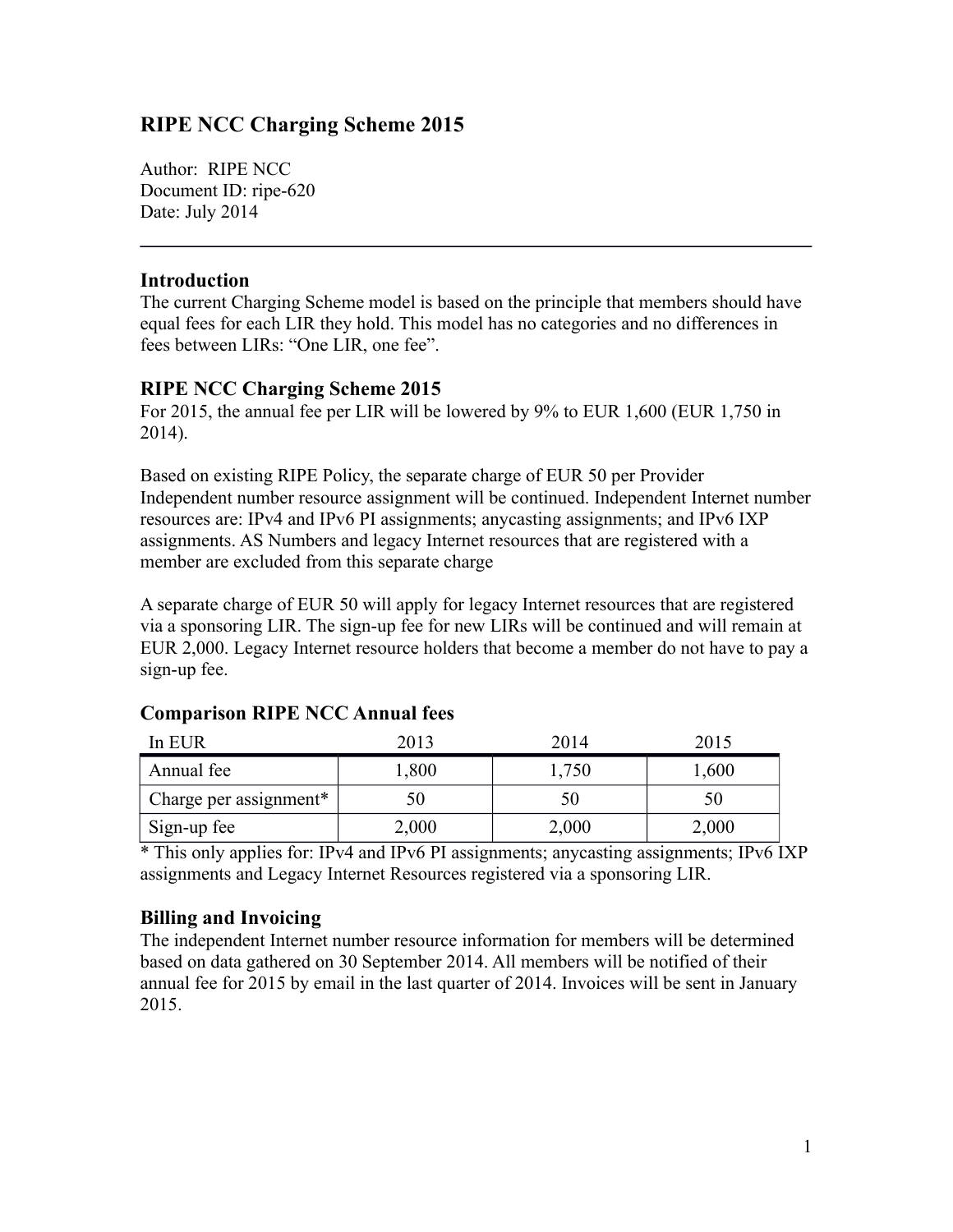# RIPE NCC Charging Scheme 2015

Author: RIPE NCC
Document ID: ripe-620
Date: July 2014

---

## Introduction

The current Charging Scheme model is based on the principle that members should have equal fees for each LIR they hold. This model has no categories and no differences in fees between LIRs: "One LIR, one fee".

## RIPE NCC Charging Scheme 2015

For 2015, the annual fee per LIR will be lowered by 9% to EUR 1,600 (EUR 1,750 in 2014).

Based on existing RIPE Policy, the separate charge of EUR 50 per Provider Independent number resource assignment will be continued. Independent Internet number resources are: IPv4 and IPv6 PI assignments; anycasting assignments; and IPv6 IXP assignments. AS Numbers and legacy Internet resources that are registered with a member are excluded from this separate charge

A separate charge of EUR 50 will apply for legacy Internet resources that are registered via a sponsoring LIR. The sign-up fee for new LIRs will be continued and will remain at EUR 2,000. Legacy Internet resource holders that become a member do not have to pay a sign-up fee.

## Comparison RIPE NCC Annual fees

| In EUR | 2013 | 2014 | 2015 |
|---|---|---|---|
| Annual fee | 1,800 | 1,750 | 1,600 |
| Charge per assignment* | 50 | 50 | 50 |
| Sign-up fee | 2,000 | 2,000 | 2,000 |

* This only applies for: IPv4 and IPv6 PI assignments; anycasting assignments; IPv6 IXP assignments and Legacy Internet Resources registered via a sponsoring LIR.

## Billing and Invoicing

The independent Internet number resource information for members will be determined based on data gathered on 30 September 2014. All members will be notified of their annual fee for 2015 by email in the last quarter of 2014. Invoices will be sent in January 2015.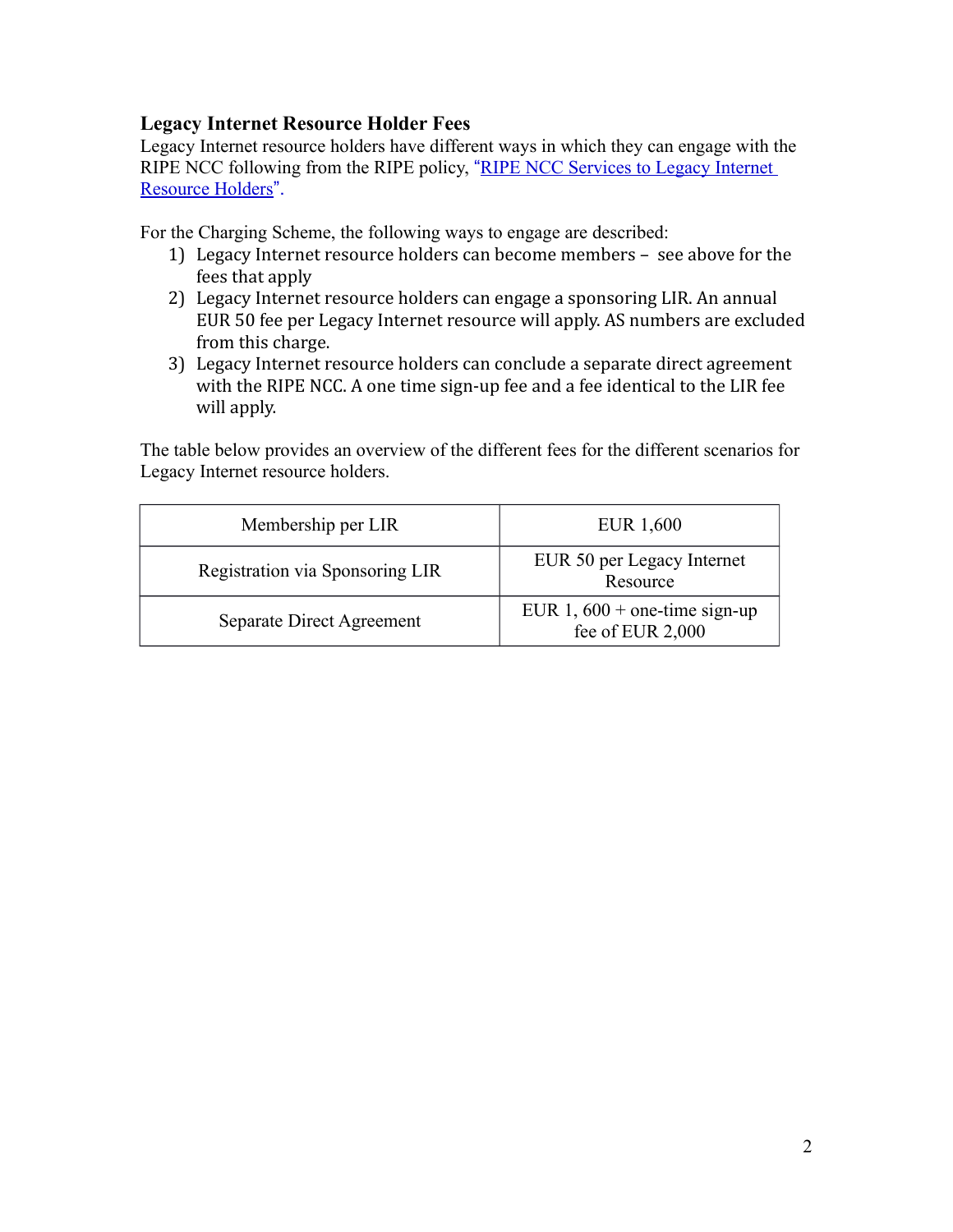**Legacy Internet Resource Holder Fees**

Legacy Internet resource holders have different ways in which they can engage with the RIPE NCC following from the RIPE policy, "[RIPE NCC Services to Legacy Internet Resource Holders]()".

For the Charging Scheme, the following ways to engage are described:

1) Legacy Internet resource holders can become members – see above for the fees that apply
2) Legacy Internet resource holders can engage a sponsoring LIR. An annual EUR 50 fee per Legacy Internet resource will apply. AS numbers are excluded from this charge.
3) Legacy Internet resource holders can conclude a separate direct agreement with the RIPE NCC. A one time sign-up fee and a fee identical to the LIR fee will apply.

The table below provides an overview of the different fees for the different scenarios for Legacy Internet resource holders.

| | |
|---|---|
| Membership per LIR | EUR 1,600 |
| Registration via Sponsoring LIR | EUR 50 per Legacy Internet Resource |
| Separate Direct Agreement | EUR 1, 600 + one-time sign-up fee of EUR 2,000 |